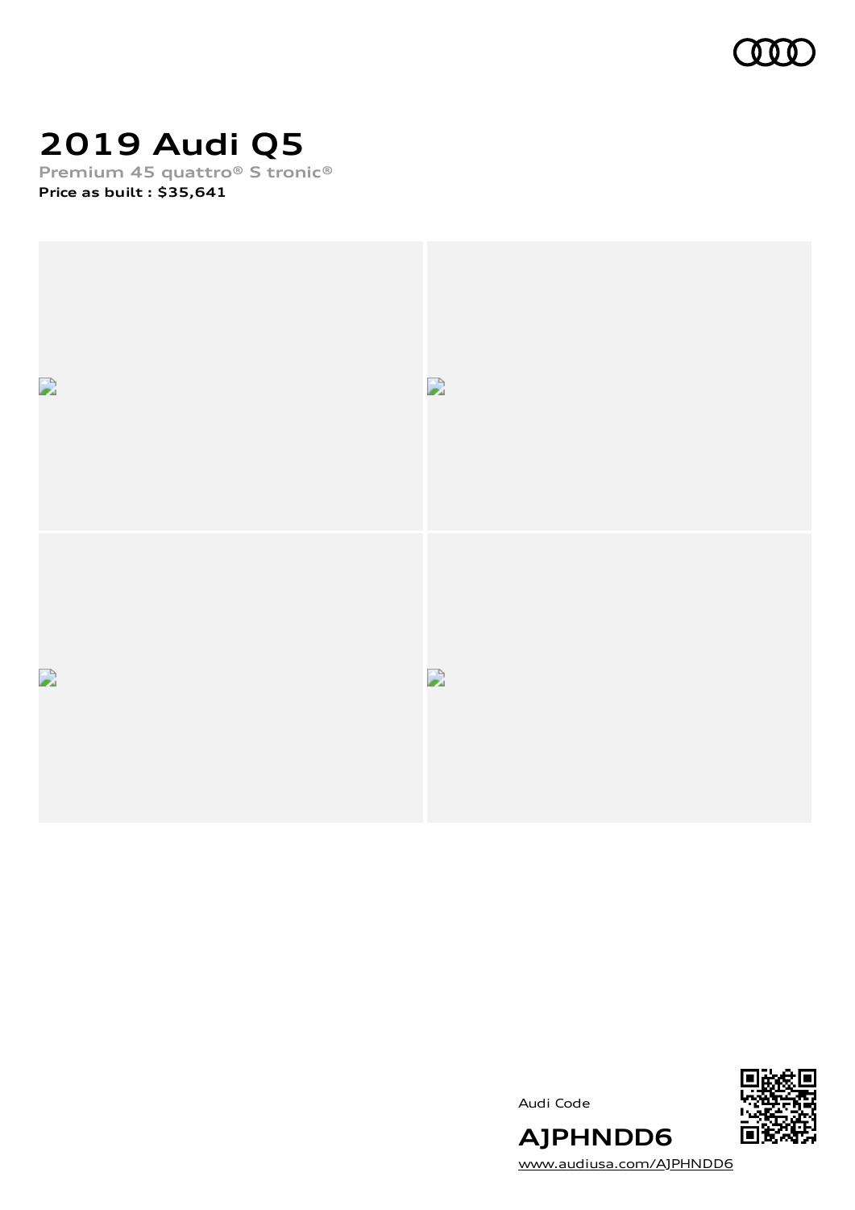# 2019 Audi Q5

**Premium 45 quattro® S tronic®**

**Price as built : $35,641**

Audi Code

**AJPHNDD6**

[www.audiusa.com/AJPHNDD6](www.audiusa.com/AJPHNDD6)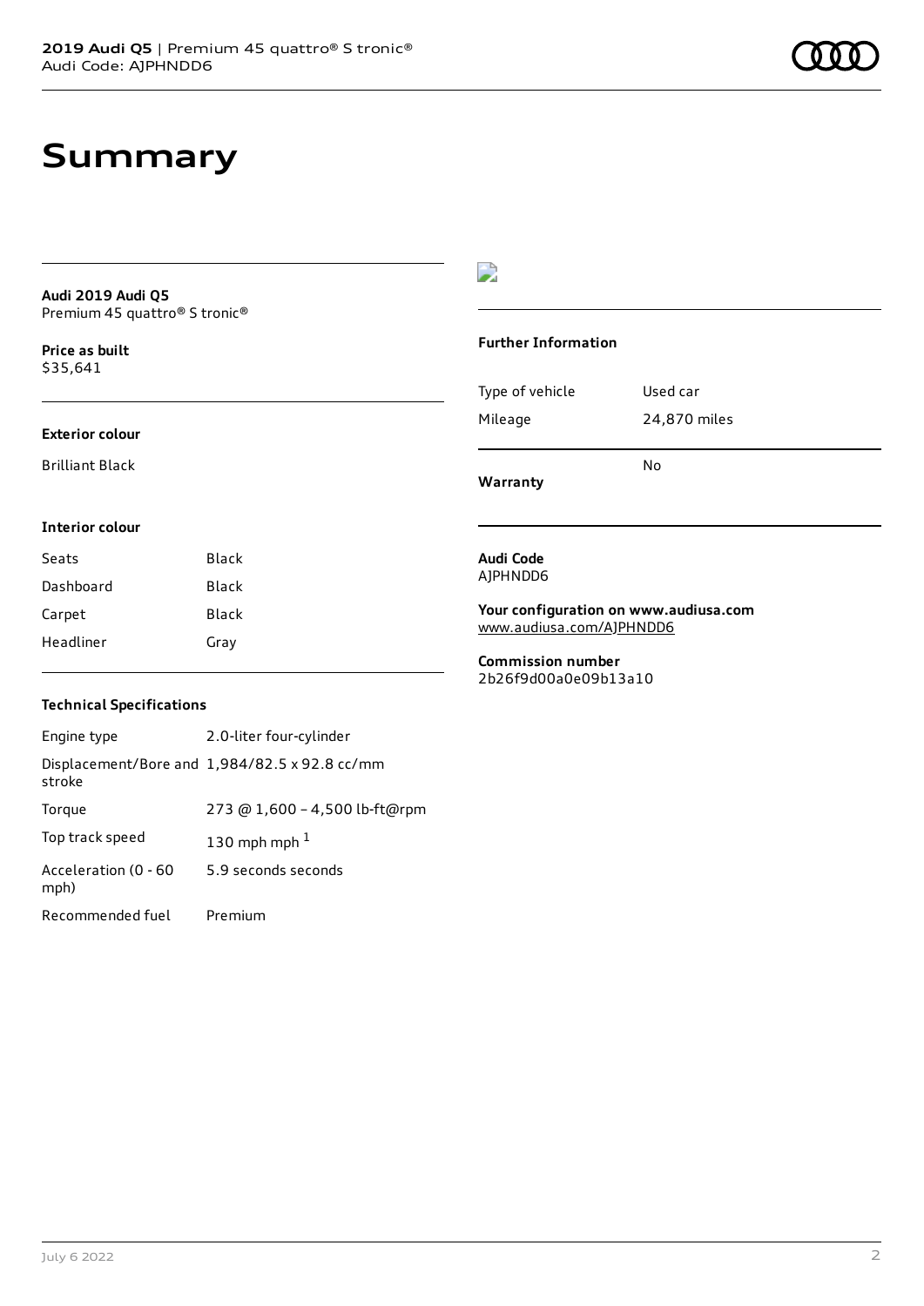# Summary

**Audi 2019 Audi Q5**
Premium 45 quattro® S tronic®

**Price as built**
$35,641

### Exterior colour

Brilliant Black

### Interior colour

| | |
|---|---|
| Seats | Black |
| Dashboard | Black |
| Carpet | Black |
| Headliner | Gray |

### Technical Specifications

| | |
|---|---|
| Engine type | 2.0-liter four-cylinder |
| Displacement/Bore and stroke | 1,984/82.5 x 92.8 cc/mm |
| Torque | 273 @ 1,600 – 4,500 lb-ft@rpm |
| Top track speed | 130 mph mph [1] |
| Acceleration (0 - 60 mph) | 5.9 seconds seconds |
| Recommended fuel | Premium |

### Further Information

| | |
|---|---|
| Type of vehicle | Used car |
| Mileage | 24,870 miles |
| **Warranty** | No |

**Audi Code**
AJPHNDD6

**Your configuration on www.audiusa.com**
www.audiusa.com/AJPHNDD6

**Commission number**
2b26f9d00a0e09b13a10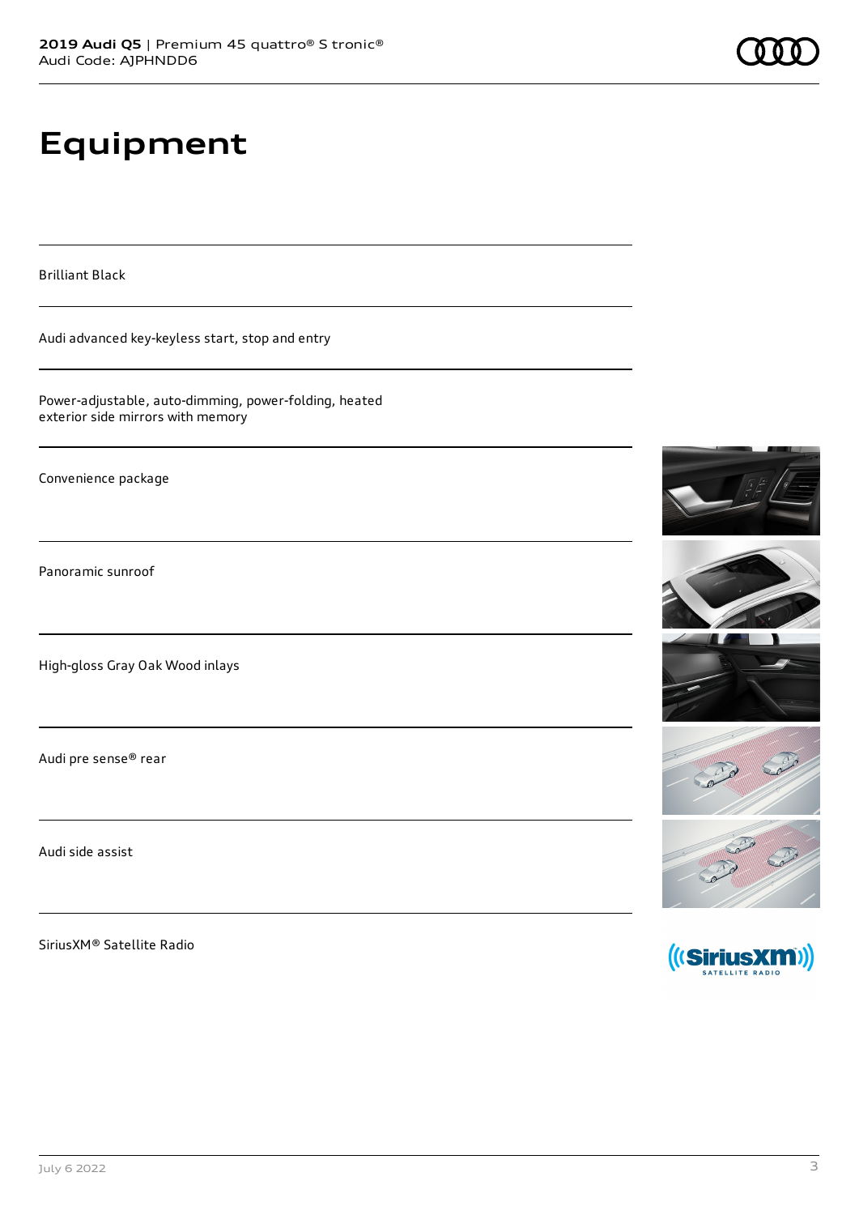# Equipment

Brilliant Black

Audi advanced key-keyless start, stop and entry

Power-adjustable, auto-dimming, power-folding, heated exterior side mirrors with memory

Convenience package

Panoramic sunroof

High-gloss Gray Oak Wood inlays

Audi pre sense® rear

Audi side assist

SiriusXM® Satellite Radio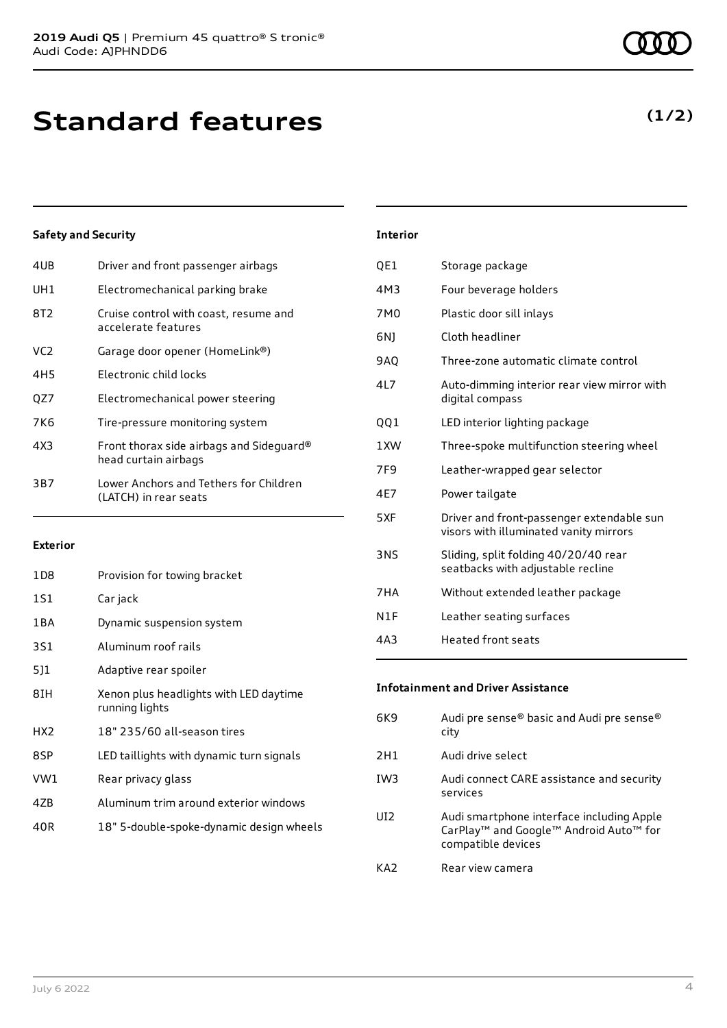# Standard features

**(1/2)**

### Safety and Security

| | |
|---|---|
| 4UB | Driver and front passenger airbags |
| UH1 | Electromechanical parking brake |
| 8T2 | Cruise control with coast, resume and accelerate features |
| VC2 | Garage door opener (HomeLink®) |
| 4H5 | Electronic child locks |
| QZ7 | Electromechanical power steering |
| 7K6 | Tire-pressure monitoring system |
| 4X3 | Front thorax side airbags and Sideguard® head curtain airbags |
| 3B7 | Lower Anchors and Tethers for Children (LATCH) in rear seats |

### Exterior

| | |
|---|---|
| 1D8 | Provision for towing bracket |
| 1S1 | Car jack |
| 1BA | Dynamic suspension system |
| 3S1 | Aluminum roof rails |
| 5J1 | Adaptive rear spoiler |
| 8IH | Xenon plus headlights with LED daytime running lights |
| HX2 | 18" 235/60 all-season tires |
| 8SP | LED taillights with dynamic turn signals |
| VW1 | Rear privacy glass |
| 4ZB | Aluminum trim around exterior windows |
| 40R | 18" 5-double-spoke-dynamic design wheels |

### Interior

| | |
|---|---|
| QE1 | Storage package |
| 4M3 | Four beverage holders |
| 7M0 | Plastic door sill inlays |
| 6NJ | Cloth headliner |
| 9AQ | Three-zone automatic climate control |
| 4L7 | Auto-dimming interior rear view mirror with digital compass |
| QQ1 | LED interior lighting package |
| 1XW | Three-spoke multifunction steering wheel |
| 7F9 | Leather-wrapped gear selector |
| 4E7 | Power tailgate |
| 5XF | Driver and front-passenger extendable sun visors with illuminated vanity mirrors |
| 3NS | Sliding, split folding 40/20/40 rear seatbacks with adjustable recline |
| 7HA | Without extended leather package |
| N1F | Leather seating surfaces |
| 4A3 | Heated front seats |

### Infotainment and Driver Assistance

| | |
|---|---|
| 6K9 | Audi pre sense® basic and Audi pre sense® city |
| 2H1 | Audi drive select |
| IW3 | Audi connect CARE assistance and security services |
| UI2 | Audi smartphone interface including Apple CarPlay™ and Google™ Android Auto™ for compatible devices |
| KA2 | Rear view camera |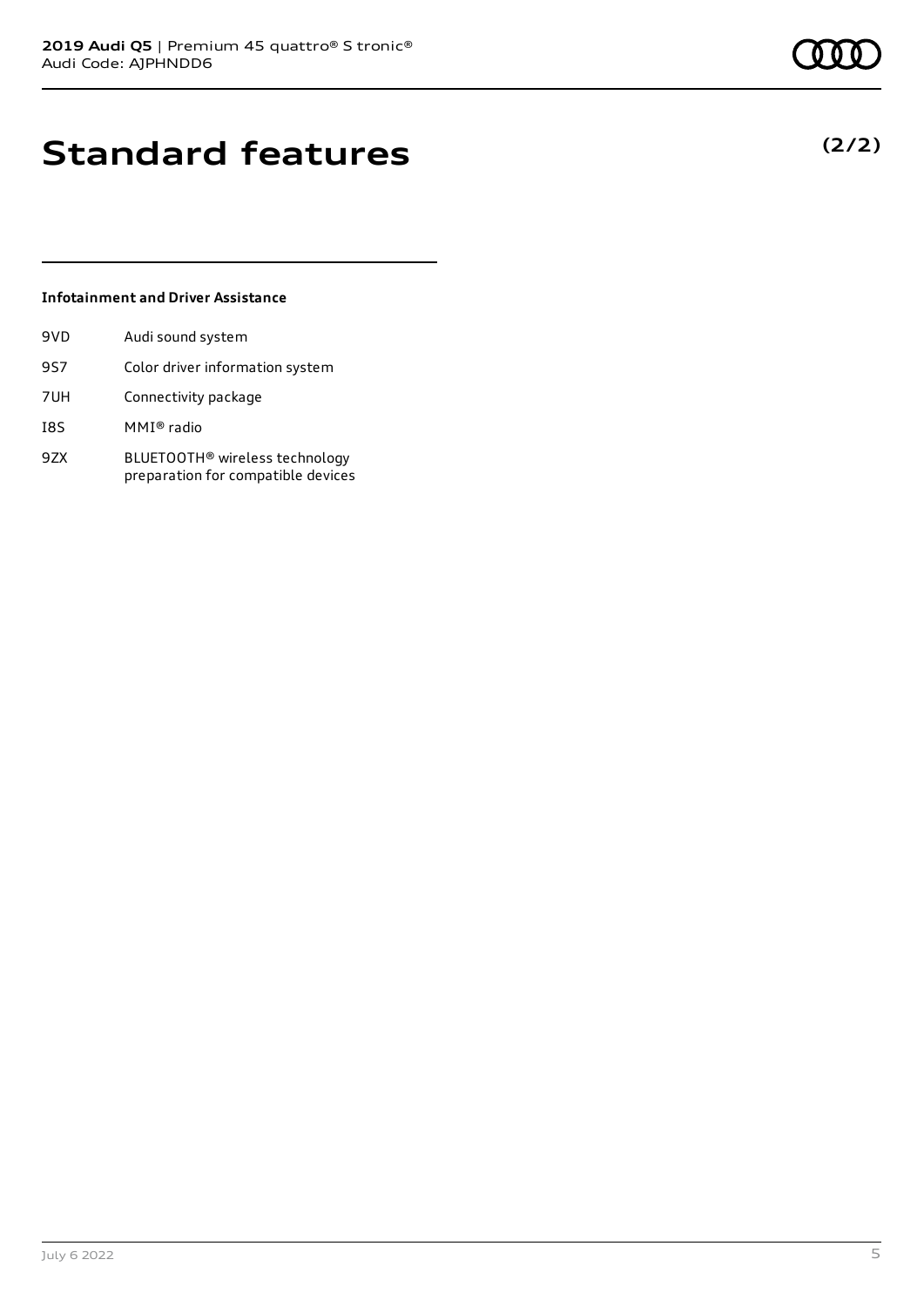# Standard features

**(2/2)**

### Infotainment and Driver Assistance

| | |
|---|---|
| 9VD | Audi sound system |
| 9S7 | Color driver information system |
| 7UH | Connectivity package |
| I8S | MMI® radio |
| 9ZX | BLUETOOTH® wireless technology preparation for compatible devices |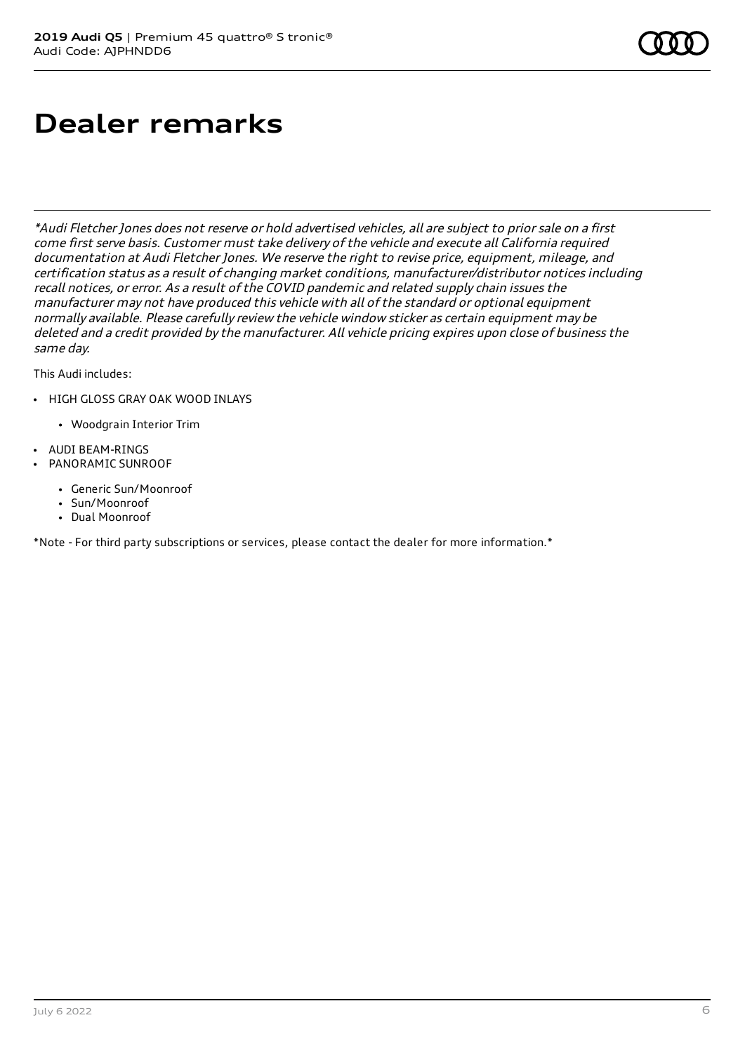# Dealer remarks

*\*Audi Fletcher Jones does not reserve or hold advertised vehicles, all are subject to prior sale on a first come first serve basis. Customer must take delivery of the vehicle and execute all California required documentation at Audi Fletcher Jones. We reserve the right to revise price, equipment, mileage, and certification status as a result of changing market conditions, manufacturer/distributor notices including recall notices, or error. As a result of the COVID pandemic and related supply chain issues the manufacturer may not have produced this vehicle with all of the standard or optional equipment normally available. Please carefully review the vehicle window sticker as certain equipment may be deleted and a credit provided by the manufacturer. All vehicle pricing expires upon close of business the same day.*

This Audi includes:

- HIGH GLOSS GRAY OAK WOOD INLAYS
  - Woodgrain Interior Trim
- AUDI BEAM-RINGS
- PANORAMIC SUNROOF
  - Generic Sun/Moonroof
  - Sun/Moonroof
  - Dual Moonroof

*Note - For third party subscriptions or services, please contact the dealer for more information.*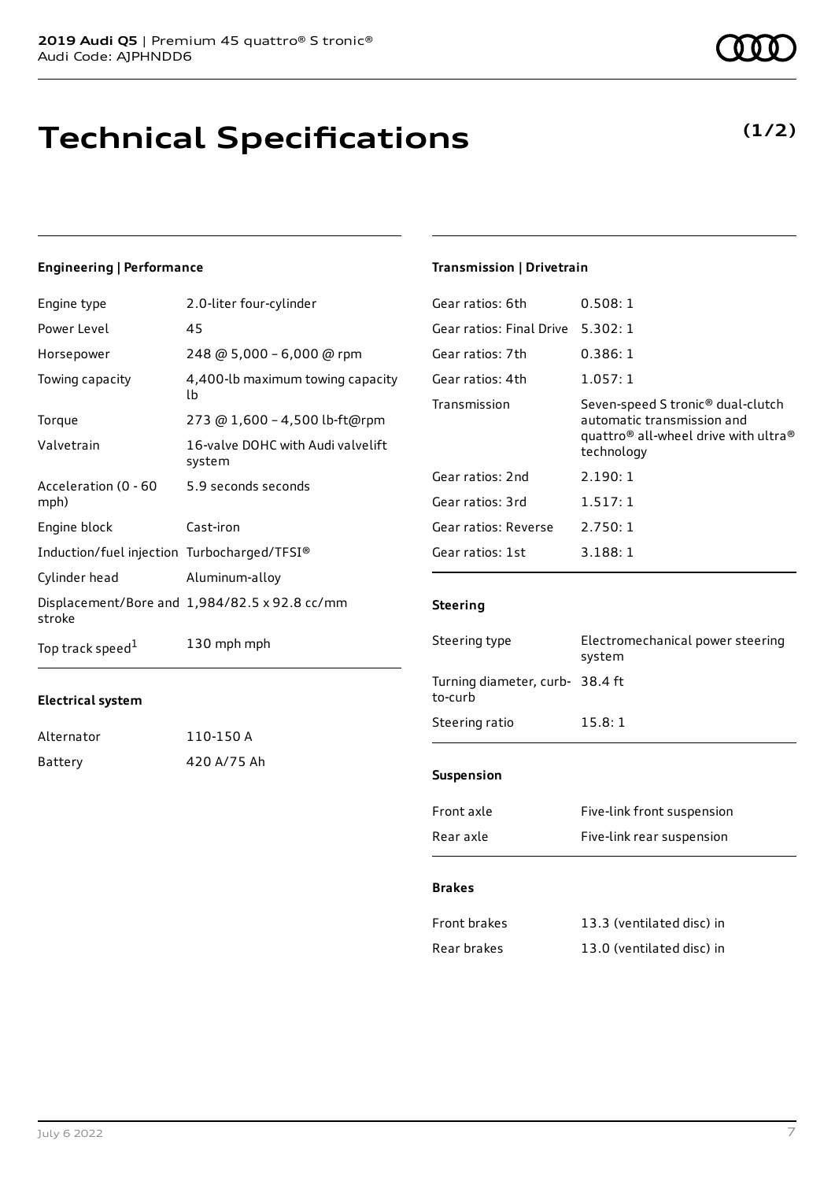# Technical Specifications

**(1/2)**

### Engineering | Performance

| | |
|---|---|
| Engine type | 2.0-liter four-cylinder |
| Power Level | 45 |
| Horsepower | 248 @ 5,000 – 6,000 @ rpm |
| Towing capacity | 4,400-lb maximum towing capacity lb |
| Torque | 273 @ 1,600 – 4,500 lb-ft@rpm |
| Valvetrain | 16-valve DOHC with Audi valvelift system |
| Acceleration (0 - 60 mph) | 5.9 seconds seconds |
| Engine block | Cast-iron |
| Induction/fuel injection | Turbocharged/TFSI® |
| Cylinder head | Aluminum-alloy |
| Displacement/Bore and stroke | 1,984/82.5 x 92.8 cc/mm |
| Top track speed[1] | 130 mph mph |

### Electrical system

| | |
|---|---|
| Alternator | 110-150 A |
| Battery | 420 A/75 Ah |

### Transmission | Drivetrain

| | |
|---|---|
| Gear ratios: 6th | 0.508: 1 |
| Gear ratios: Final Drive | 5.302: 1 |
| Gear ratios: 7th | 0.386: 1 |
| Gear ratios: 4th | 1.057: 1 |
| Transmission | Seven-speed S tronic® dual-clutch automatic transmission and quattro® all-wheel drive with ultra® technology |
| Gear ratios: 2nd | 2.190: 1 |
| Gear ratios: 3rd | 1.517: 1 |
| Gear ratios: Reverse | 2.750: 1 |
| Gear ratios: 1st | 3.188: 1 |

### Steering

| | |
|---|---|
| Steering type | Electromechanical power steering system |
| Turning diameter, curb-to-curb | 38.4 ft |
| Steering ratio | 15.8: 1 |

### Suspension

| | |
|---|---|
| Front axle | Five-link front suspension |
| Rear axle | Five-link rear suspension |

### Brakes

| | |
|---|---|
| Front brakes | 13.3 (ventilated disc) in |
| Rear brakes | 13.0 (ventilated disc) in |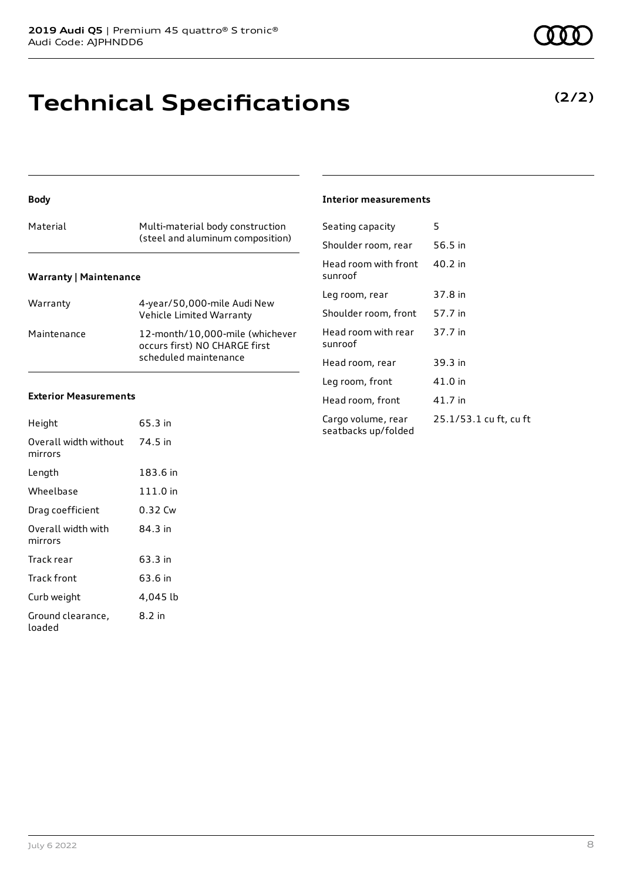# Technical Specifications

**(2/2)**

### Body

| | |
|---|---|
| Material | Multi-material body construction (steel and aluminum composition) |

### Warranty | Maintenance

| | |
|---|---|
| Warranty | 4-year/50,000-mile Audi New Vehicle Limited Warranty |
| Maintenance | 12-month/10,000-mile (whichever occurs first) NO CHARGE first scheduled maintenance |

### Exterior Measurements

| | |
|---|---|
| Height | 65.3 in |
| Overall width without mirrors | 74.5 in |
| Length | 183.6 in |
| Wheelbase | 111.0 in |
| Drag coefficient | 0.32 Cw |
| Overall width with mirrors | 84.3 in |
| Track rear | 63.3 in |
| Track front | 63.6 in |
| Curb weight | 4,045 lb |
| Ground clearance, loaded | 8.2 in |

### Interior measurements

| | |
|---|---|
| Seating capacity | 5 |
| Shoulder room, rear | 56.5 in |
| Head room with front sunroof | 40.2 in |
| Leg room, rear | 37.8 in |
| Shoulder room, front | 57.7 in |
| Head room with rear sunroof | 37.7 in |
| Head room, rear | 39.3 in |
| Leg room, front | 41.0 in |
| Head room, front | 41.7 in |
| Cargo volume, rear seatbacks up/folded | 25.1/53.1 cu ft, cu ft |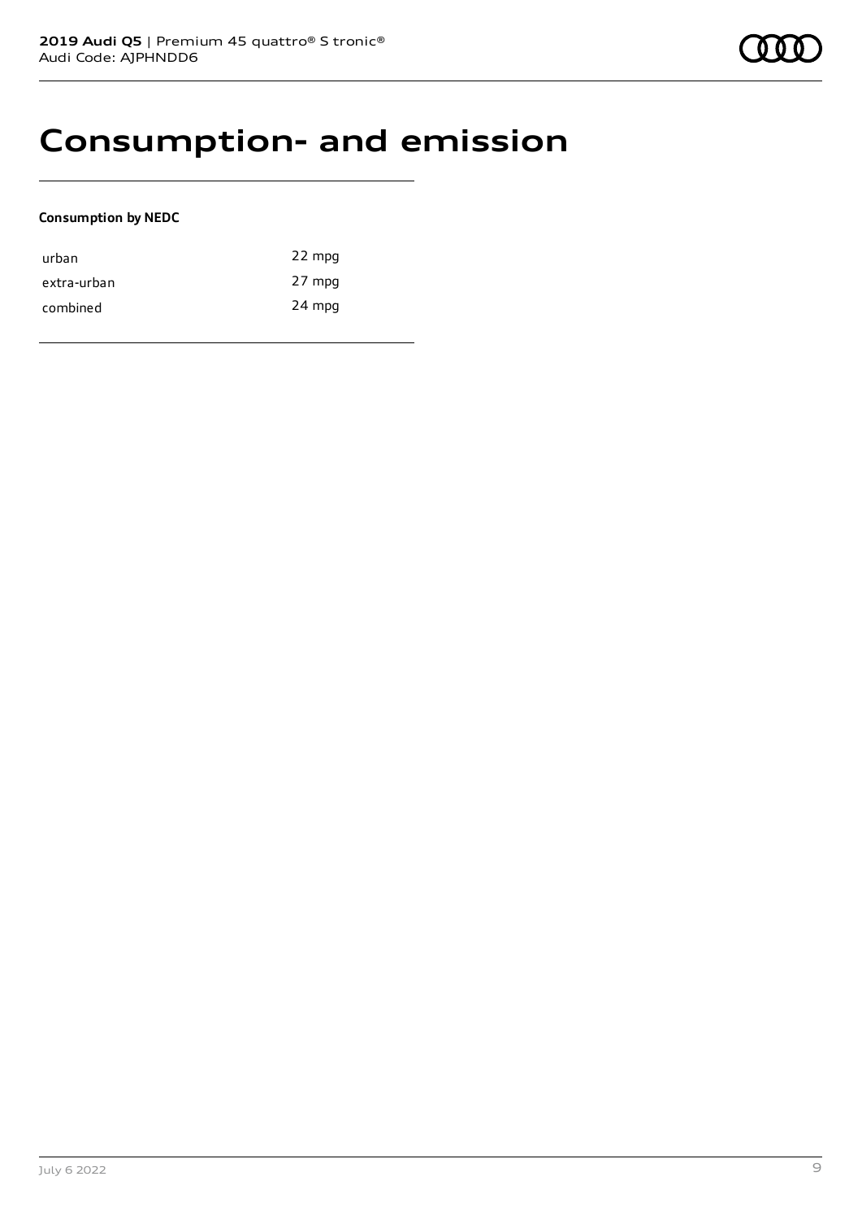# Consumption- and emission

**Consumption by NEDC**

| | |
|---|---|
| urban | 22 mpg |
| extra-urban | 27 mpg |
| combined | 24 mpg |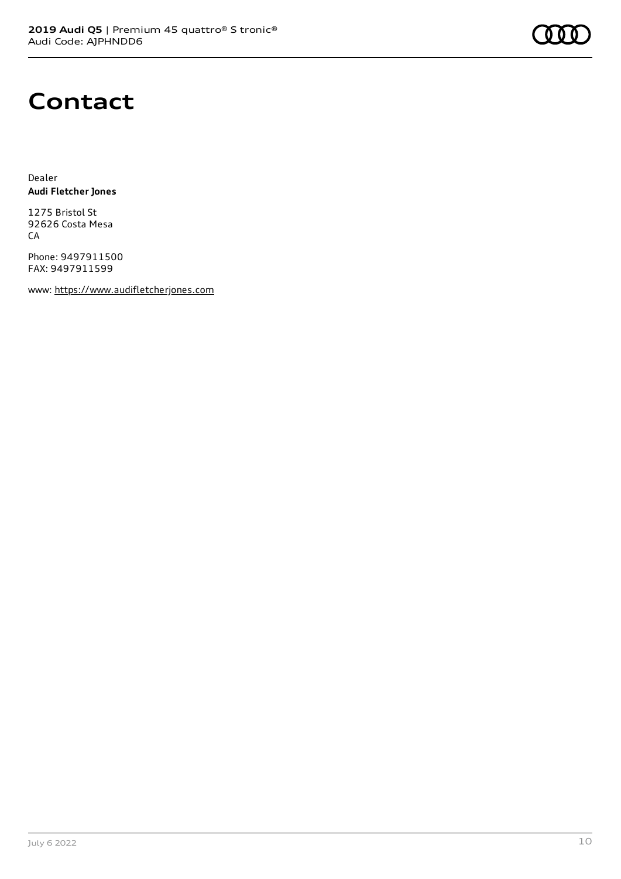# Contact

Dealer
**Audi Fletcher Jones**

1275 Bristol St
92626 Costa Mesa
CA

Phone: 9497911500
FAX: 9497911599

www: https://www.audifletcherjones.com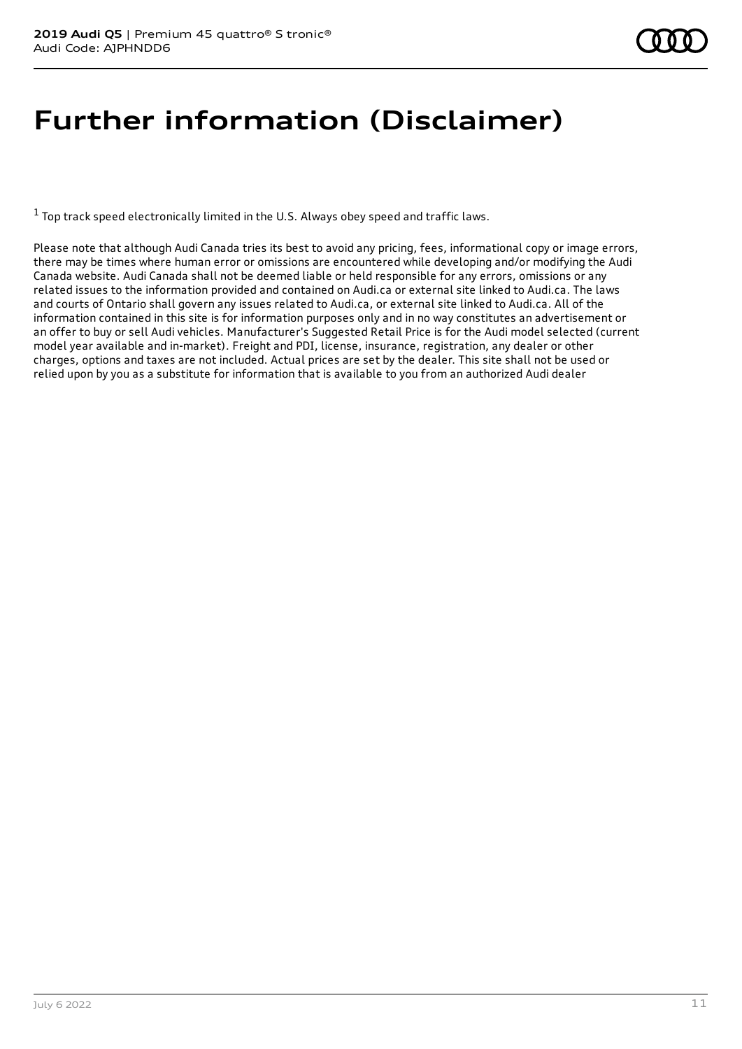# Further information (Disclaimer)

[1] Top track speed electronically limited in the U.S. Always obey speed and traffic laws.

Please note that although Audi Canada tries its best to avoid any pricing, fees, informational copy or image errors, there may be times where human error or omissions are encountered while developing and/or modifying the Audi Canada website. Audi Canada shall not be deemed liable or held responsible for any errors, omissions or any related issues to the information provided and contained on Audi.ca or external site linked to Audi.ca. The laws and courts of Ontario shall govern any issues related to Audi.ca, or external site linked to Audi.ca. All of the information contained in this site is for information purposes only and in no way constitutes an advertisement or an offer to buy or sell Audi vehicles. Manufacturer's Suggested Retail Price is for the Audi model selected (current model year available and in-market). Freight and PDI, license, insurance, registration, any dealer or other charges, options and taxes are not included. Actual prices are set by the dealer. This site shall not be used or relied upon by you as a substitute for information that is available to you from an authorized Audi dealer